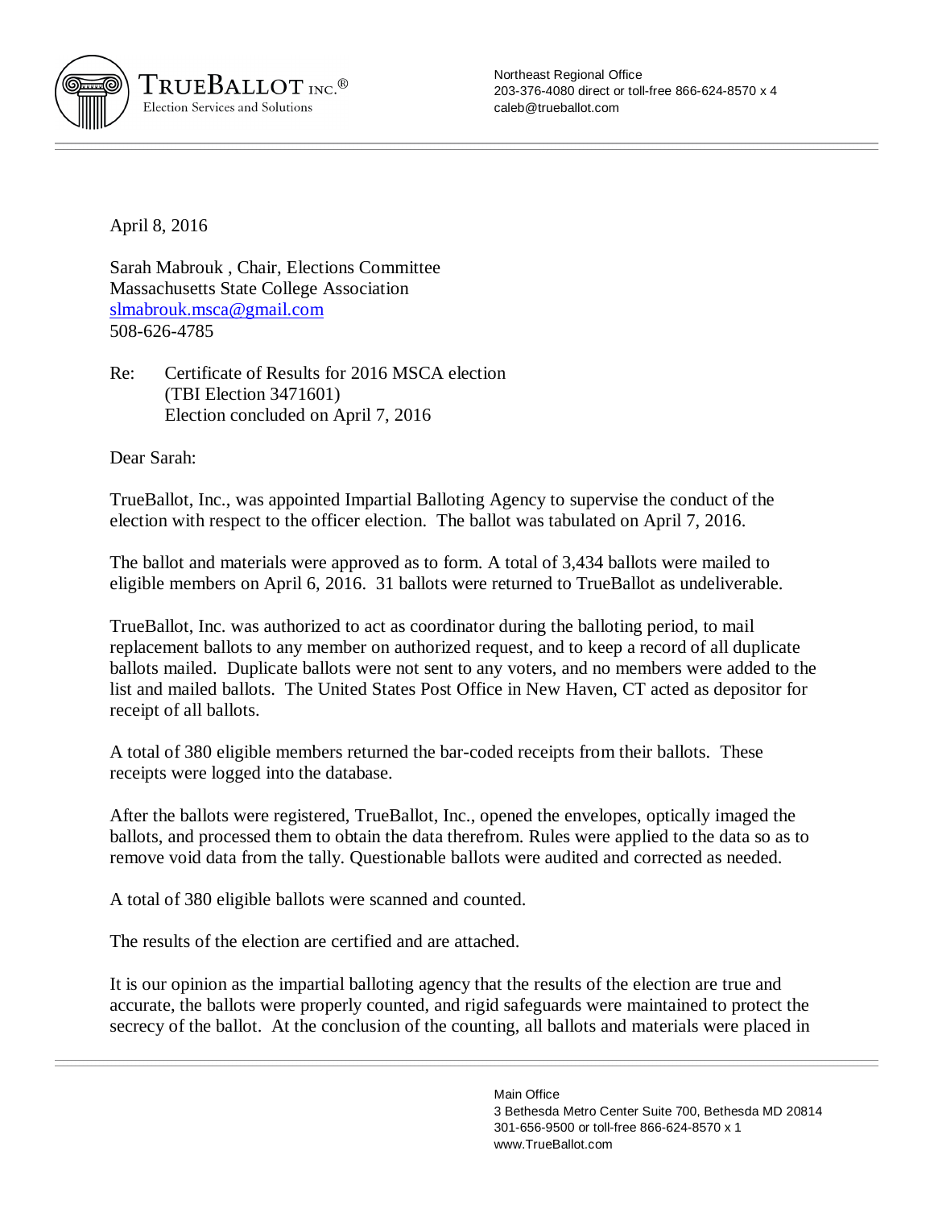TrueBallot Inc.®
Election Services and Solutions

Northeast Regional Office
203-376-4080 direct or toll-free 866-624-8570 x 4
caleb@trueballot.com

April 8, 2016

Sarah Mabrouk , Chair, Elections Committee
Massachusetts State College Association
slmabrouk.msca@gmail.com
508-626-4785

Re: Certificate of Results for 2016 MSCA election
(TBI Election 3471601)
Election concluded on April 7, 2016

Dear Sarah:

TrueBallot, Inc., was appointed Impartial Balloting Agency to supervise the conduct of the election with respect to the officer election. The ballot was tabulated on April 7, 2016.

The ballot and materials were approved as to form. A total of 3,434 ballots were mailed to eligible members on April 6, 2016. 31 ballots were returned to TrueBallot as undeliverable.

TrueBallot, Inc. was authorized to act as coordinator during the balloting period, to mail replacement ballots to any member on authorized request, and to keep a record of all duplicate ballots mailed. Duplicate ballots were not sent to any voters, and no members were added to the list and mailed ballots. The United States Post Office in New Haven, CT acted as depositor for receipt of all ballots.

A total of 380 eligible members returned the bar-coded receipts from their ballots. These receipts were logged into the database.

After the ballots were registered, TrueBallot, Inc., opened the envelopes, optically imaged the ballots, and processed them to obtain the data therefrom. Rules were applied to the data so as to remove void data from the tally. Questionable ballots were audited and corrected as needed.

A total of 380 eligible ballots were scanned and counted.

The results of the election are certified and are attached.

It is our opinion as the impartial balloting agency that the results of the election are true and accurate, the ballots were properly counted, and rigid safeguards were maintained to protect the secrecy of the ballot. At the conclusion of the counting, all ballots and materials were placed in

Main Office
3 Bethesda Metro Center Suite 700, Bethesda MD 20814
301-656-9500 or toll-free 866-624-8570 x 1
www.TrueBallot.com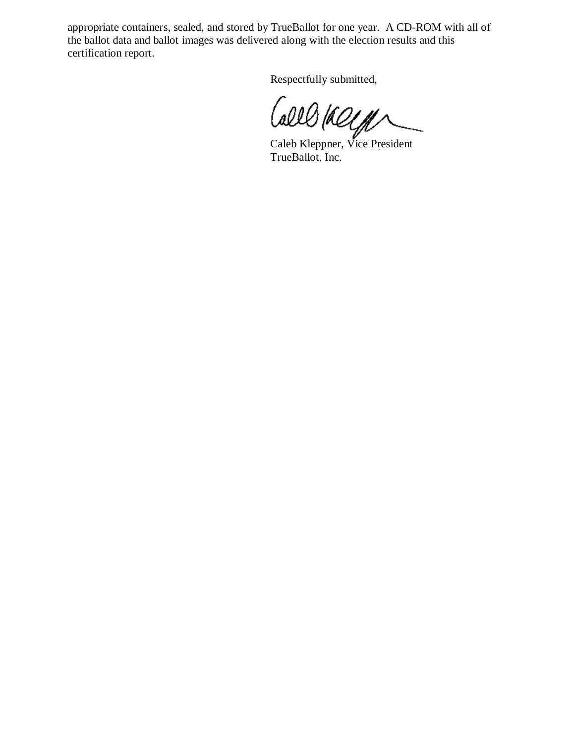appropriate containers, sealed, and stored by TrueBallot for one year. A CD-ROM with all of the ballot data and ballot images was delivered along with the election results and this certification report.

Respectfully submitted,

Caleb Kleppner, Vice President
TrueBallot, Inc.